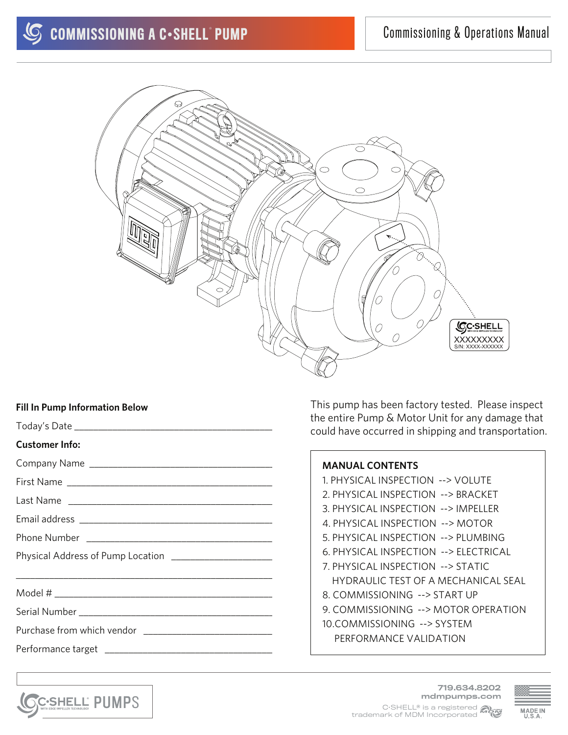# COMMISSIONING A C•SHELL® PUMP

Commissioning & Operations Manual

C•SHELL
XXXXXXXXX
S/N: XXXX-XXXXXX

**Fill In Pump Information Below**

Today's Date ______________________________________

**Customer Info:**

Company Name ______________________________________

First Name ______________________________________

Last Name ______________________________________

Email address ______________________________________

Phone Number ______________________________________

Physical Address of Pump Location ____________________

______________________________________

Model # ______________________________________

Serial Number ______________________________________

Purchase from which vendor ________________________

Performance target ______________________________

This pump has been factory tested. Please inspect the entire Pump & Motor Unit for any damage that could have occurred in shipping and transportation.

**MANUAL CONTENTS**

1. PHYSICAL INSPECTION --> VOLUTE
2. PHYSICAL INSPECTION --> BRACKET
3. PHYSICAL INSPECTION --> IMPELLER
4. PHYSICAL INSPECTION --> MOTOR
5. PHYSICAL INSPECTION --> PLUMBING
6. PHYSICAL INSPECTION --> ELECTRICAL
7. PHYSICAL INSPECTION --> STATIC HYDRAULIC TEST OF A MECHANICAL SEAL
8. COMMISSIONING --> START UP
9. COMMISSIONING --> MOTOR OPERATION
10. COMMISSIONING --> SYSTEM PERFORMANCE VALIDATION

C•SHELL® PUMPS

719.634.8202
mdmpumps.com
C•SHELL® is a registered trademark of MDM Incorporated

MADE IN U.S.A.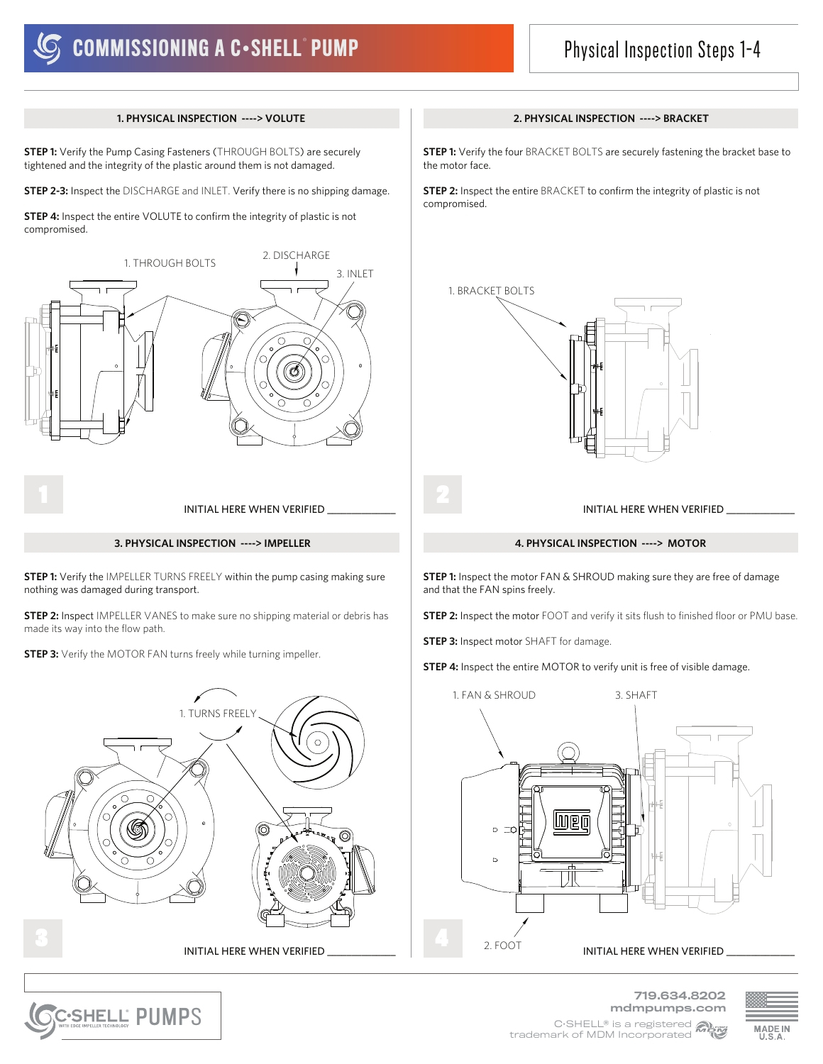# COMMISSIONING A C•SHELL® PUMP

## Physical Inspection Steps 1-4

### 1. PHYSICAL INSPECTION ----> VOLUTE

**STEP 1:** Verify the Pump Casing Fasteners (THROUGH BOLTS) are securely tightened and the integrity of the plastic around them is not damaged.

**STEP 2-3:** Inspect the DISCHARGE and INLET. Verify there is no shipping damage.

**STEP 4:** Inspect the entire VOLUTE to confirm the integrity of plastic is not compromised.

1. THROUGH BOLTS
2. DISCHARGE
3. INLET

1

INITIAL HERE WHEN VERIFIED ____________

### 2. PHYSICAL INSPECTION ----> BRACKET

**STEP 1:** Verify the four BRACKET BOLTS are securely fastening the bracket base to the motor face.

**STEP 2:** Inspect the entire BRACKET to confirm the integrity of plastic is not compromised.

1. BRACKET BOLTS

2

INITIAL HERE WHEN VERIFIED ____________

### 3. PHYSICAL INSPECTION ----> IMPELLER

**STEP 1:** Verify the IMPELLER TURNS FREELY within the pump casing making sure nothing was damaged during transport.

**STEP 2:** Inspect IMPELLER VANES to make sure no shipping material or debris has made its way into the flow path.

**STEP 3:** Verify the MOTOR FAN turns freely while turning impeller.

1. TURNS FREELY

3

INITIAL HERE WHEN VERIFIED ____________

### 4. PHYSICAL INSPECTION ----> MOTOR

**STEP 1:** Inspect the motor FAN & SHROUD making sure they are free of damage and that the FAN spins freely.

**STEP 2:** Inspect the motor FOOT and verify it sits flush to finished floor or PMU base.

**STEP 3:** Inspect motor SHAFT for damage.

**STEP 4:** Inspect the entire MOTOR to verify unit is free of visible damage.

1. FAN & SHROUD
2. FOOT
3. SHAFT

4

INITIAL HERE WHEN VERIFIED ____________

C•SHELL® PUMPS — WITH EDGE IMPELLER TECHNOLOGY

719.634.8202
mdmpumps.com
C•SHELL® is a registered trademark of MDM Incorporated

MADE IN U.S.A.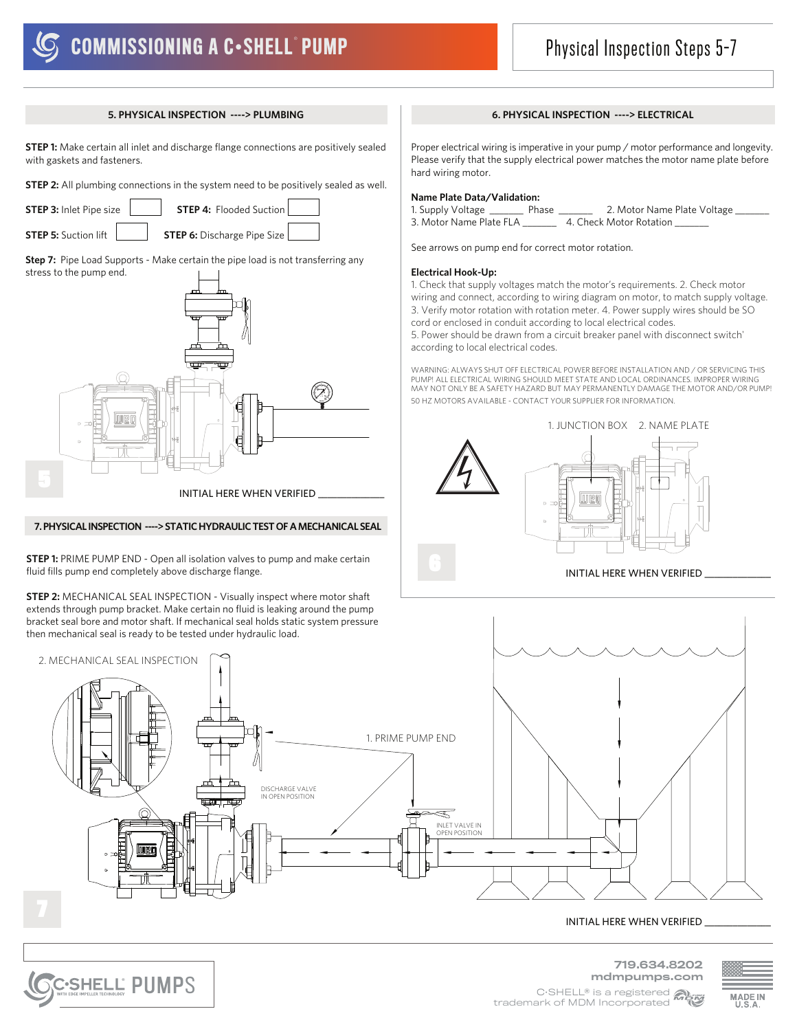# COMMISSIONING A C•SHELL® PUMP

## Physical Inspection Steps 5-7

### 5. PHYSICAL INSPECTION ----> PLUMBING

**STEP 1:** Make certain all inlet and discharge flange connections are positively sealed with gaskets and fasteners.

**STEP 2:** All plumbing connections in the system need to be positively sealed as well.

**STEP 3:** Inlet Pipe size ______ **STEP 4:** Flooded Suction ______

**STEP 5:** Suction lift ______ **STEP 6:** Discharge Pipe Size ______

**Step 7:** Pipe Load Supports - Make certain the pipe load is not transferring any stress to the pump end.

INITIAL HERE WHEN VERIFIED ____________

### 6. PHYSICAL INSPECTION ----> ELECTRICAL

Proper electrical wiring is imperative in your pump / motor performance and longevity. Please verify that the supply electrical power matches the motor name plate before hard wiring motor.

**Name Plate Data/Validation:**

1. Supply Voltage ______ Phase ______ 2. Motor Name Plate Voltage ______
3. Motor Name Plate FLA ______ 4. Check Motor Rotation ______

See arrows on pump end for correct motor rotation.

**Electrical Hook-Up:**

1. Check that supply voltages match the motor's requirements. 2. Check motor wiring and connect, according to wiring diagram on motor, to match supply voltage. 3. Verify motor rotation with rotation meter. 4. Power supply wires should be SO cord or enclosed in conduit according to local electrical codes.
5. Power should be drawn from a circuit breaker panel with disconnect switch' according to local electrical codes.

WARNING: ALWAYS SHUT OFF ELECTRICAL POWER BEFORE INSTALLATION AND / OR SERVICING THIS PUMP! ALL ELECTRICAL WIRING SHOULD MEET STATE AND LOCAL ORDINANCES. IMPROPER WIRING MAY NOT ONLY BE A SAFETY HAZARD BUT MAY PERMANENTLY DAMAGE THE MOTOR AND/OR PUMP!
50 HZ MOTORS AVAILABLE - CONTACT YOUR SUPPLIER FOR INFORMATION.

1. JUNCTION BOX 2. NAME PLATE

INITIAL HERE WHEN VERIFIED ____________

### 7. PHYSICAL INSPECTION ----> STATIC HYDRAULIC TEST OF A MECHANICAL SEAL

**STEP 1:** PRIME PUMP END - Open all isolation valves to pump and make certain fluid fills pump end completely above discharge flange.

**STEP 2:** MECHANICAL SEAL INSPECTION - Visually inspect where motor shaft extends through pump bracket. Make certain no fluid is leaking around the pump bracket seal bore and motor shaft. If mechanical seal holds static system pressure then mechanical seal is ready to be tested under hydraulic load.

2. MECHANICAL SEAL INSPECTION

1. PRIME PUMP END

DISCHARGE VALVE IN OPEN POSITION

INLET VALVE IN OPEN POSITION

INITIAL HERE WHEN VERIFIED ____________

719.634.8202
mdmpumps.com
C•SHELL® is a registered trademark of MDM Incorporated

MADE IN U.S.A.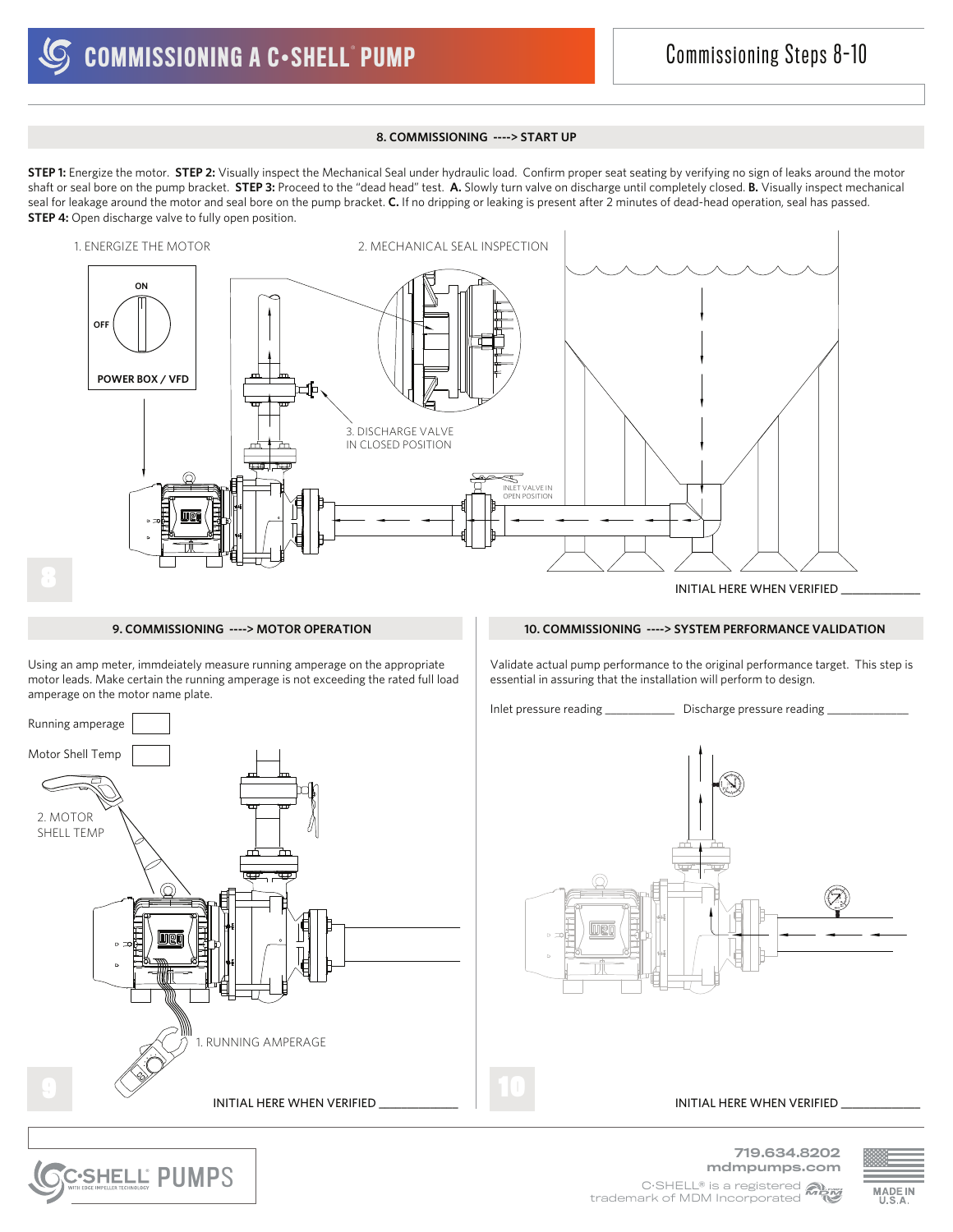# COMMISSIONING A C•SHELL® PUMP

Commissioning Steps 8-10

## 8. COMMISSIONING ----> START UP

**STEP 1:** Energize the motor. **STEP 2:** Visually inspect the Mechanical Seal under hydraulic load. Confirm proper seat seating by verifying no sign of leaks around the motor shaft or seal bore on the pump bracket. **STEP 3:** Proceed to the "dead head" test. **A.** Slowly turn valve on discharge until completely closed. **B.** Visually inspect mechanical seal for leakage around the motor and seal bore on the pump bracket. **C.** If no dripping or leaking is present after 2 minutes of dead-head operation, seal has passed.
**STEP 4:** Open discharge valve to fully open position.

1. ENERGIZE THE MOTOR

ON
OFF
POWER BOX / VFD

2. MECHANICAL SEAL INSPECTION

3. DISCHARGE VALVE IN CLOSED POSITION

INLET VALVE IN OPEN POSITION

INITIAL HERE WHEN VERIFIED ____________

## 9. COMMISSIONING ----> MOTOR OPERATION

Using an amp meter, immdeiately measure running amperage on the appropriate motor leads. Make certain the running amperage is not exceeding the rated full load amperage on the motor name plate.

Running amperage ☐

Motor Shell Temp ☐

2. MOTOR SHELL TEMP

1. RUNNING AMPERAGE

INITIAL HERE WHEN VERIFIED ____________

## 10. COMMISSIONING ----> SYSTEM PERFORMANCE VALIDATION

Validate actual pump performance to the original performance target. This step is essential in assuring that the installation will perform to design.

Inlet pressure reading ___________ Discharge pressure reading _____________

INITIAL HERE WHEN VERIFIED ____________

C•SHELL® PUMPS
WITH EDGE IMPELLER TECHNOLOGY

719.634.8202
mdmpumps.com
C•SHELL® is a registered trademark of MDM Incorporated

MADE IN U.S.A.